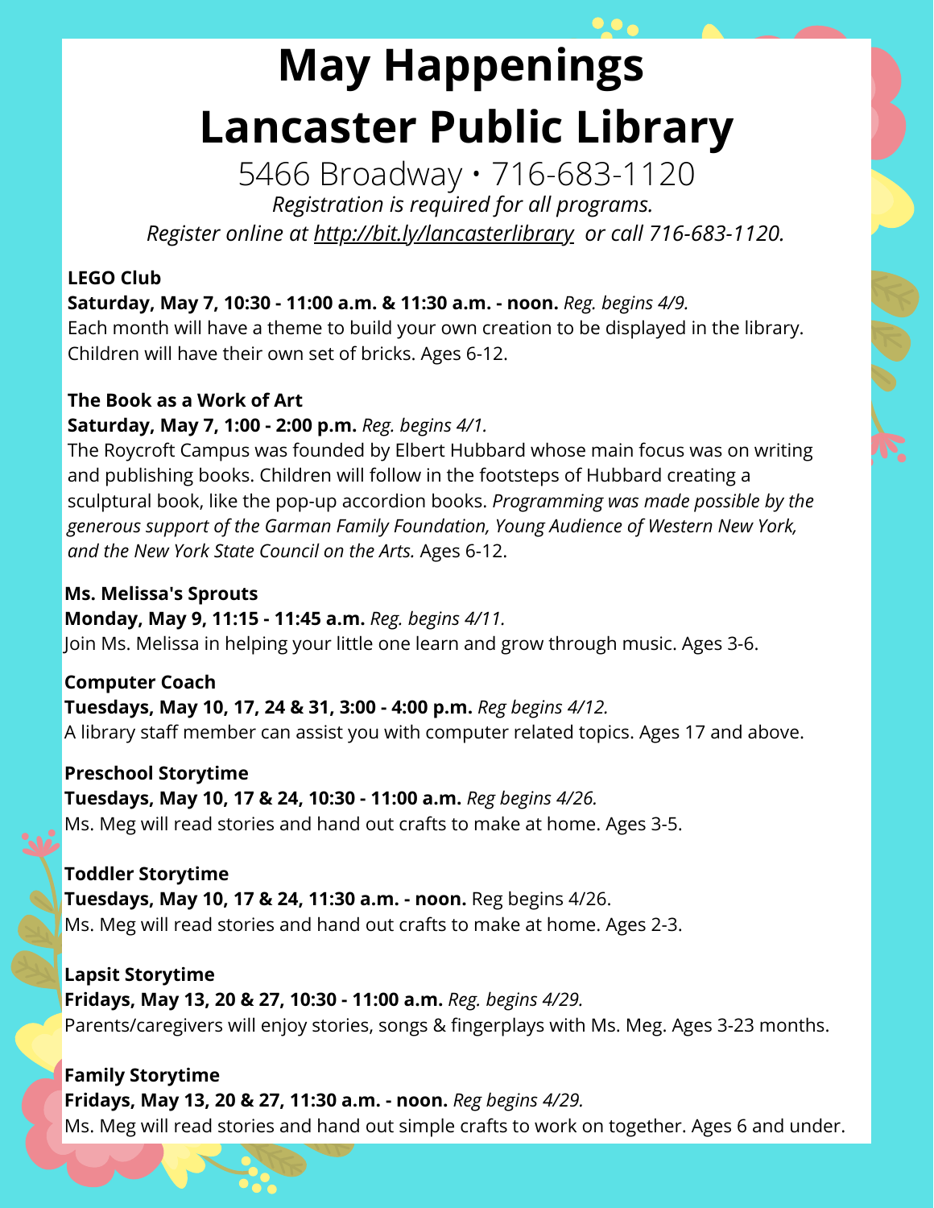# May Happenings

# Lancaster Public Library

5466 Broadway • 716-683-1120

*Registration is required for all programs.*

*Register online at http://bit.ly/lancasterlibrary or call 716-683-1120.*

**LEGO Club**

**Saturday, May 7, 10:30 - 11:00 a.m. & 11:30 a.m. - noon.** *Reg. begins 4/9.*
Each month will have a theme to build your own creation to be displayed in the library. Children will have their own set of bricks. Ages 6-12.

**The Book as a Work of Art**

**Saturday, May 7, 1:00 - 2:00 p.m.** *Reg. begins 4/1.*
The Roycroft Campus was founded by Elbert Hubbard whose main focus was on writing and publishing books. Children will follow in the footsteps of Hubbard creating a sculptural book, like the pop-up accordion books. *Programming was made possible by the generous support of the Garman Family Foundation, Young Audience of Western New York, and the New York State Council on the Arts.* Ages 6-12.

**Ms. Melissa's Sprouts**

**Monday, May 9, 11:15 - 11:45 a.m.** *Reg. begins 4/11.*
Join Ms. Melissa in helping your little one learn and grow through music. Ages 3-6.

**Computer Coach**

**Tuesdays, May 10, 17, 24 & 31, 3:00 - 4:00 p.m.** *Reg begins 4/12.*
A library staff member can assist you with computer related topics. Ages 17 and above.

**Preschool Storytime**

**Tuesdays, May 10, 17 & 24, 10:30 - 11:00 a.m.** *Reg begins 4/26.*
Ms. Meg will read stories and hand out crafts to make at home. Ages 3-5.

**Toddler Storytime**

**Tuesdays, May 10, 17 & 24, 11:30 a.m. - noon.** Reg begins 4/26.
Ms. Meg will read stories and hand out crafts to make at home. Ages 2-3.

**Lapsit Storytime**

**Fridays, May 13, 20 & 27, 10:30 - 11:00 a.m.** *Reg. begins 4/29.*
Parents/caregivers will enjoy stories, songs & fingerplays with Ms. Meg. Ages 3-23 months.

**Family Storytime**

**Fridays, May 13, 20 & 27, 11:30 a.m. - noon.** *Reg begins 4/29.*
Ms. Meg will read stories and hand out simple crafts to work on together. Ages 6 and under.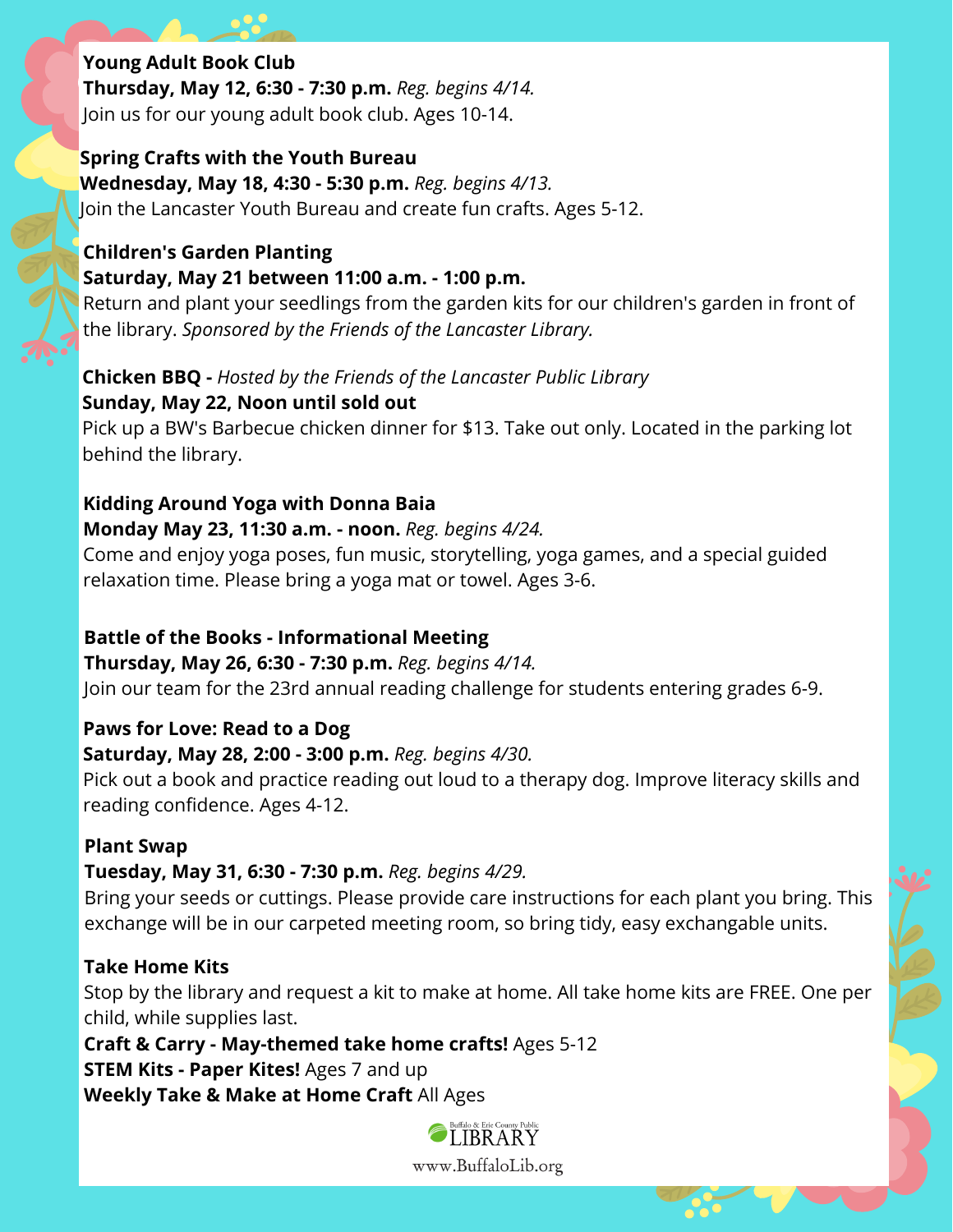**Young Adult Book Club**
**Thursday, May 12, 6:30 - 7:30 p.m.** *Reg. begins 4/14.*
Join us for our young adult book club. Ages 10-14.

**Spring Crafts with the Youth Bureau**
**Wednesday, May 18, 4:30 - 5:30 p.m.** *Reg. begins 4/13.*
Join the Lancaster Youth Bureau and create fun crafts. Ages 5-12.

**Children's Garden Planting**
**Saturday, May 21 between 11:00 a.m. - 1:00 p.m.**
Return and plant your seedlings from the garden kits for our children's garden in front of the library. *Sponsored by the Friends of the Lancaster Library.*

**Chicken BBQ -** *Hosted by the Friends of the Lancaster Public Library*
**Sunday, May 22, Noon until sold out**
Pick up a BW's Barbecue chicken dinner for $13. Take out only. Located in the parking lot behind the library.

**Kidding Around Yoga with Donna Baia**
**Monday May 23, 11:30 a.m. - noon.** *Reg. begins 4/24.*
Come and enjoy yoga poses, fun music, storytelling, yoga games, and a special guided relaxation time. Please bring a yoga mat or towel. Ages 3-6.

**Battle of the Books - Informational Meeting**
**Thursday, May 26, 6:30 - 7:30 p.m.** *Reg. begins 4/14.*
Join our team for the 23rd annual reading challenge for students entering grades 6-9.

**Paws for Love: Read to a Dog**
**Saturday, May 28, 2:00 - 3:00 p.m.** *Reg. begins 4/30.*
Pick out a book and practice reading out loud to a therapy dog. Improve literacy skills and reading confidence. Ages 4-12.

**Plant Swap**
**Tuesday, May 31, 6:30 - 7:30 p.m.** *Reg. begins 4/29.*
Bring your seeds or cuttings. Please provide care instructions for each plant you bring. This exchange will be in our carpeted meeting room, so bring tidy, easy exchangable units.

**Take Home Kits**
Stop by the library and request a kit to make at home. All take home kits are FREE. One per child, while supplies last.
**Craft & Carry - May-themed take home crafts!** Ages 5-12
**STEM Kits - Paper Kites!** Ages 7 and up
**Weekly Take & Make at Home Craft** All Ages

Buffalo & Erie County Public LIBRARY
www.BuffaloLib.org